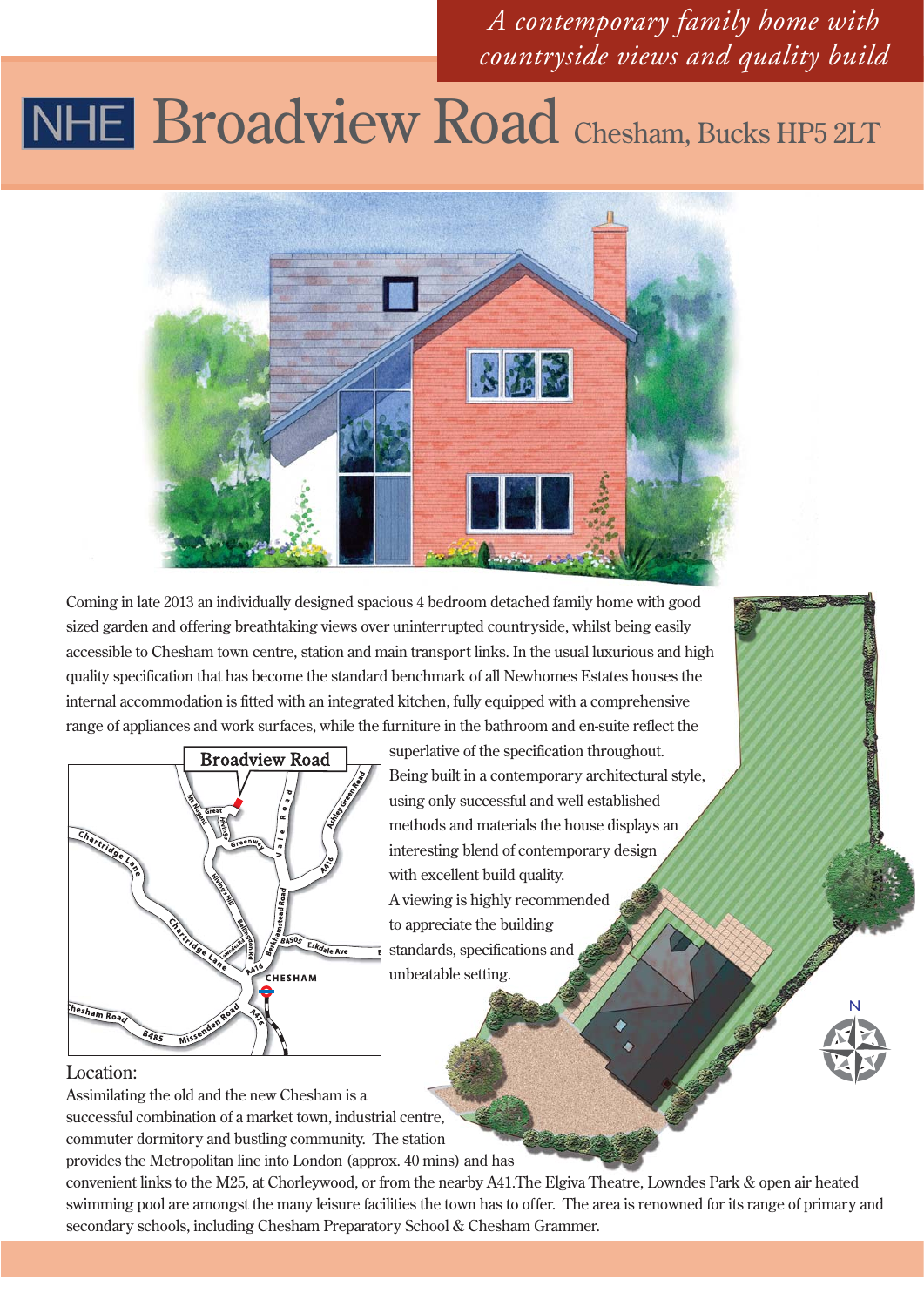*A contemporary family home with countryside views and quality build*

# NHE Broadview Road Chesham, Bucks HP5 2LT

Coming in late 2013 an individually designed spacious 4 bedroom detached family home with good sized garden and offering breathtaking views over uninterrupted countryside, whilst being easily accessible to Chesham town centre, station and main transport links. In the usual luxurious and high quality specification that has become the standard benchmark of all Newhomes Estates houses the internal accommodation is fitted with an integrated kitchen, fully equipped with a comprehensive range of appliances and work surfaces, while the furniture in the bathroom and en-suite reflect the superlative of the specification throughout. Being built in a contemporary architectural style, using only successful and well established methods and materials the house displays an interesting blend of contemporary design with excellent build quality. A viewing is highly recommended to appreciate the building standards, specifications and unbeatable setting.

## Location:

Assimilating the old and the new Chesham is a successful combination of a market town, industrial centre, commuter dormitory and bustling community. The station provides the Metropolitan line into London (approx. 40 mins) and has convenient links to the M25, at Chorleywood, or from the nearby A41.The Elgiva Theatre, Lowndes Park & open air heated swimming pool are amongst the many leisure facilities the town has to offer. The area is renowned for its range of primary and secondary schools, including Chesham Preparatory School & Chesham Grammer.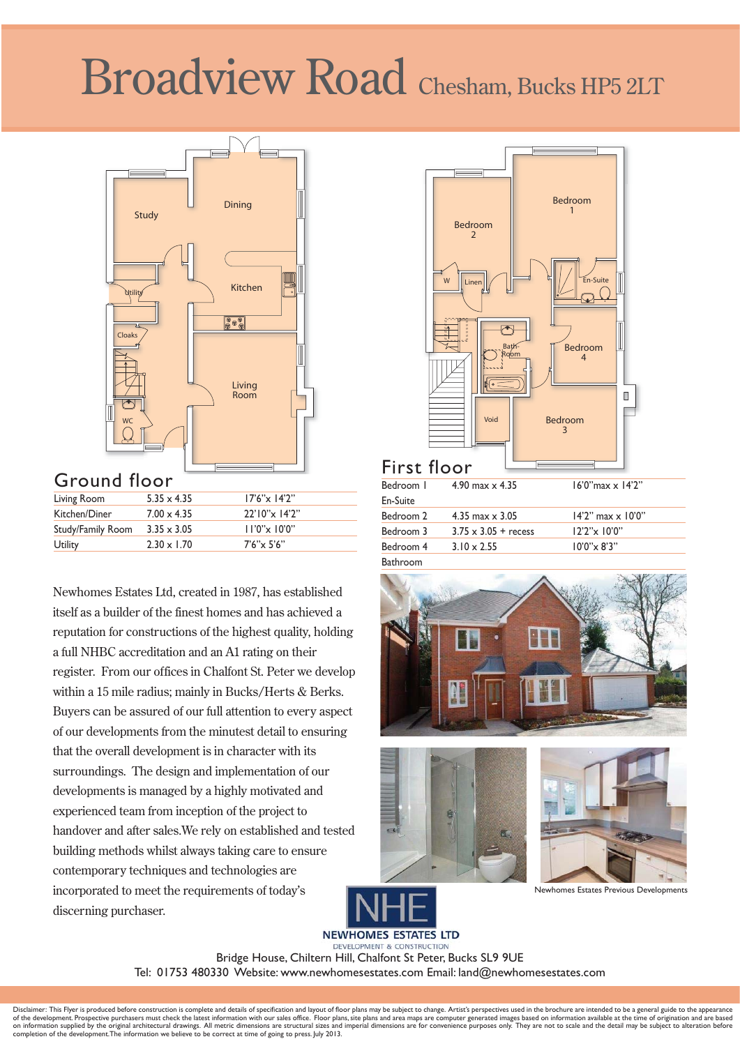# Broadview Road Chesham, Bucks HP5 2LT

Study

Dining

Utility

Kitchen

Cloaks

Living Room

WC

Bedroom 1

Bedroom 2

W

Linen

En-Suite

Bath-Room

Bedroom 4

Void

Bedroom 3

## Ground floor

| | | |
|---|---|---|
| Living Room | 5.35 x 4.35 | 17'6"x 14'2" |
| Kitchen/Diner | 7.00 x 4.35 | 22'10"x 14'2" |
| Study/Family Room | 3.35 x 3.05 | 11'0"x 10'0" |
| Utility | 2.30 x 1.70 | 7'6"x 5'6" |

## First floor

| | | |
|---|---|---|
| Bedroom 1 | 4.90 max x 4.35 | 16'0"max x 14'2" |
| En-Suite | | |
| Bedroom 2 | 4.35 max x 3.05 | 14'2" max x 10'0" |
| Bedroom 3 | 3.75 x 3.05 + recess | 12'2"x 10'0" |
| Bedroom 4 | 3.10 x 2.55 | 10'0"x 8'3" |
| Bathroom | | |

Newhomes Estates Ltd, created in 1987, has established itself as a builder of the finest homes and has achieved a reputation for constructions of the highest quality, holding a full NHBC accreditation and an A1 rating on their register. From our offices in Chalfont St. Peter we develop within a 15 mile radius; mainly in Bucks/Herts & Berks. Buyers can be assured of our full attention to every aspect of our developments from the minutest detail to ensuring that the overall development is in character with its surroundings. The design and implementation of our developments is managed by a highly motivated and experienced team from inception of the project to handover and after sales. We rely on established and tested building methods whilst always taking care to ensure contemporary techniques and technologies are incorporated to meet the requirements of today's discerning purchaser.

Newhomes Estates Previous Developments

NHE

NEWHOMES ESTATES LTD
DEVELOPMENT & CONSTRUCTION

Bridge House, Chiltern Hill, Chalfont St Peter, Bucks SL9 9UE
Tel: 01753 480330 Website: www.newhomesestates.com Email: land@newhomesestates.com

Disclaimer: This Flyer is produced before construction is complete and details of specification and layout of floor plans may be subject to change. Artist's perspectives used in the brochure are intended to be a general guide to the appearance of the development. Prospective purchasers must check the latest information with our sales office. Floor plans, site plans and area maps are computer generated images based on information available at the time of origination and are based on information supplied by the original architectural drawings. All metric dimensions are structural sizes and imperial dimensions are for convenience purposes only. They are not to scale and the detail may be subject to alteration before completion of the development. The information we believe to be correct at time of going to press. July 2013.